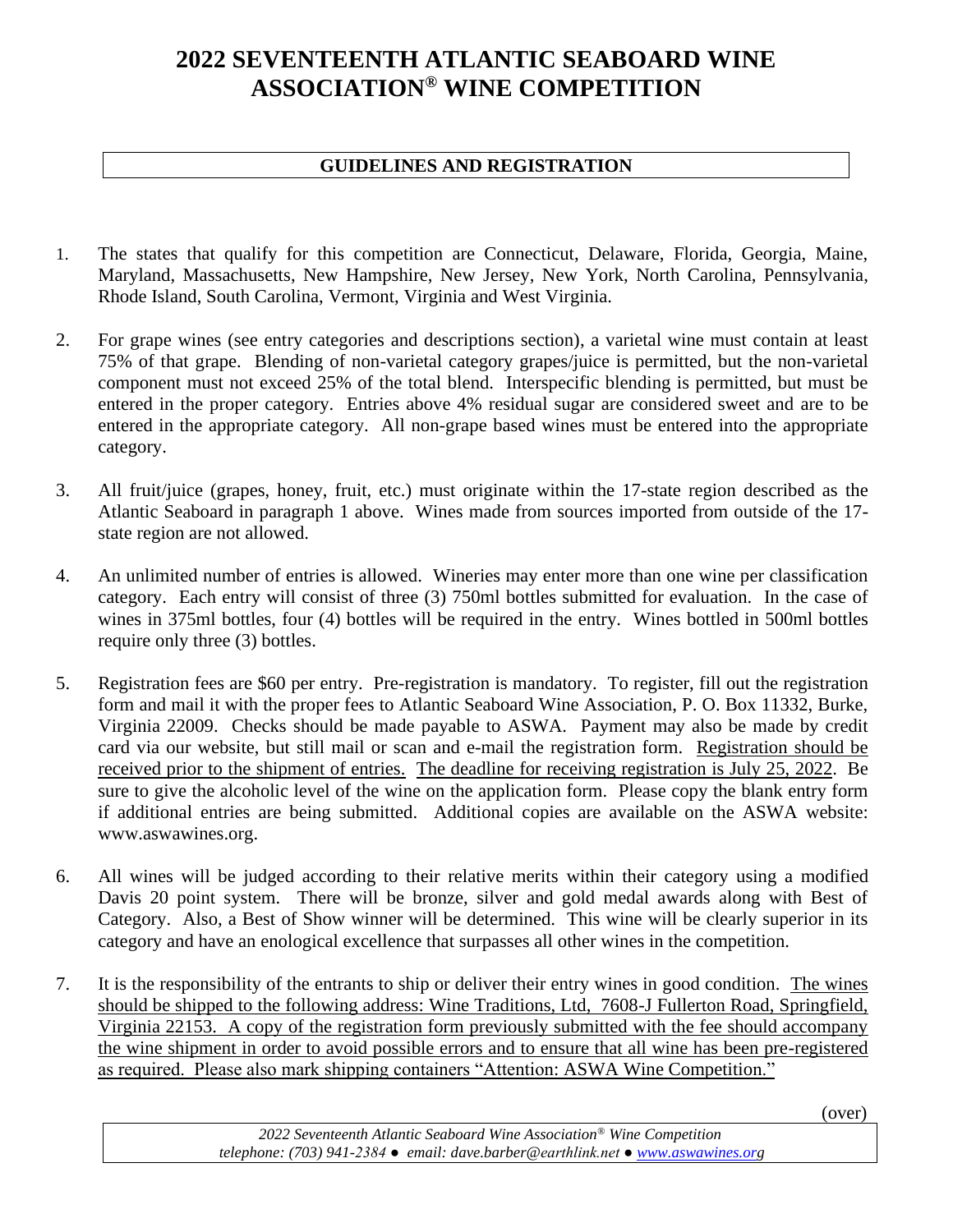# 2022 SEVENTEENTH ATLANTIC SEABOARD WINE ASSOCIATION® WINE COMPETITION

## GUIDELINES AND REGISTRATION

1. The states that qualify for this competition are Connecticut, Delaware, Florida, Georgia, Maine, Maryland, Massachusetts, New Hampshire, New Jersey, New York, North Carolina, Pennsylvania, Rhode Island, South Carolina, Vermont, Virginia and West Virginia.

2. For grape wines (see entry categories and descriptions section), a varietal wine must contain at least 75% of that grape. Blending of non-varietal category grapes/juice is permitted, but the non-varietal component must not exceed 25% of the total blend. Interspecific blending is permitted, but must be entered in the proper category. Entries above 4% residual sugar are considered sweet and are to be entered in the appropriate category. All non-grape based wines must be entered into the appropriate category.

3. All fruit/juice (grapes, honey, fruit, etc.) must originate within the 17-state region described as the Atlantic Seaboard in paragraph 1 above. Wines made from sources imported from outside of the 17-state region are not allowed.

4. An unlimited number of entries is allowed. Wineries may enter more than one wine per classification category. Each entry will consist of three (3) 750ml bottles submitted for evaluation. In the case of wines in 375ml bottles, four (4) bottles will be required in the entry. Wines bottled in 500ml bottles require only three (3) bottles.

5. Registration fees are $60 per entry. Pre-registration is mandatory. To register, fill out the registration form and mail it with the proper fees to Atlantic Seaboard Wine Association, P. O. Box 11332, Burke, Virginia 22009. Checks should be made payable to ASWA. Payment may also be made by credit card via our website, but still mail or scan and e-mail the registration form. <u>Registration should be received prior to the shipment of entries.</u> <u>The deadline for receiving registration is July 25, 2022</u>. Be sure to give the alcoholic level of the wine on the application form. Please copy the blank entry form if additional entries are being submitted. Additional copies are available on the ASWA website: www.aswawines.org.

6. All wines will be judged according to their relative merits within their category using a modified Davis 20 point system. There will be bronze, silver and gold medal awards along with Best of Category. Also, a Best of Show winner will be determined. This wine will be clearly superior in its category and have an enological excellence that surpasses all other wines in the competition.

7. It is the responsibility of the entrants to ship or deliver their entry wines in good condition. <u>The wines should be shipped to the following address: Wine Traditions, Ltd, 7608-J Fullerton Road, Springfield, Virginia 22153. A copy of the registration form previously submitted with the fee should accompany the wine shipment in order to avoid possible errors and to ensure that all wine has been pre-registered as required. Please also mark shipping containers "Attention: ASWA Wine Competition."</u>

(over)

*2022 Seventeenth Atlantic Seaboard Wine Association® Wine Competition*
*telephone: (703) 941-2384 ● email: dave.barber@earthlink.net ● www.aswawines.org*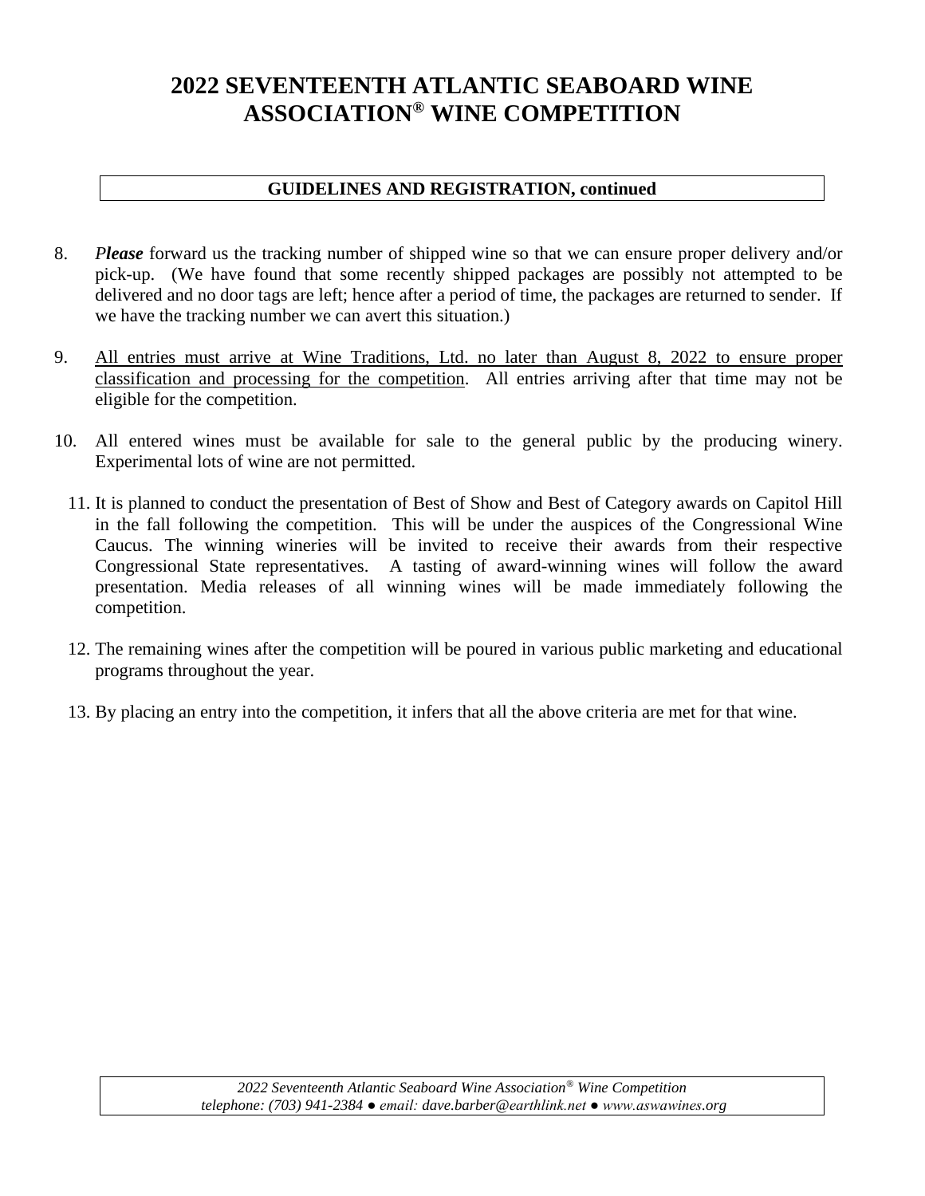# 2022 SEVENTEENTH ATLANTIC SEABOARD WINE ASSOCIATION® WINE COMPETITION

**GUIDELINES AND REGISTRATION, continued**

8. ***Please*** forward us the tracking number of shipped wine so that we can ensure proper delivery and/or pick-up. (We have found that some recently shipped packages are possibly not attempted to be delivered and no door tags are left; hence after a period of time, the packages are returned to sender. If we have the tracking number we can avert this situation.)

9. <u>All entries must arrive at Wine Traditions, Ltd. no later than August 8, 2022 to ensure proper classification and processing for the competition</u>. All entries arriving after that time may not be eligible for the competition.

10. All entered wines must be available for sale to the general public by the producing winery. Experimental lots of wine are not permitted.

11. It is planned to conduct the presentation of Best of Show and Best of Category awards on Capitol Hill in the fall following the competition. This will be under the auspices of the Congressional Wine Caucus. The winning wineries will be invited to receive their awards from their respective Congressional State representatives. A tasting of award-winning wines will follow the award presentation. Media releases of all winning wines will be made immediately following the competition.

12. The remaining wines after the competition will be poured in various public marketing and educational programs throughout the year.

13. By placing an entry into the competition, it infers that all the above criteria are met for that wine.